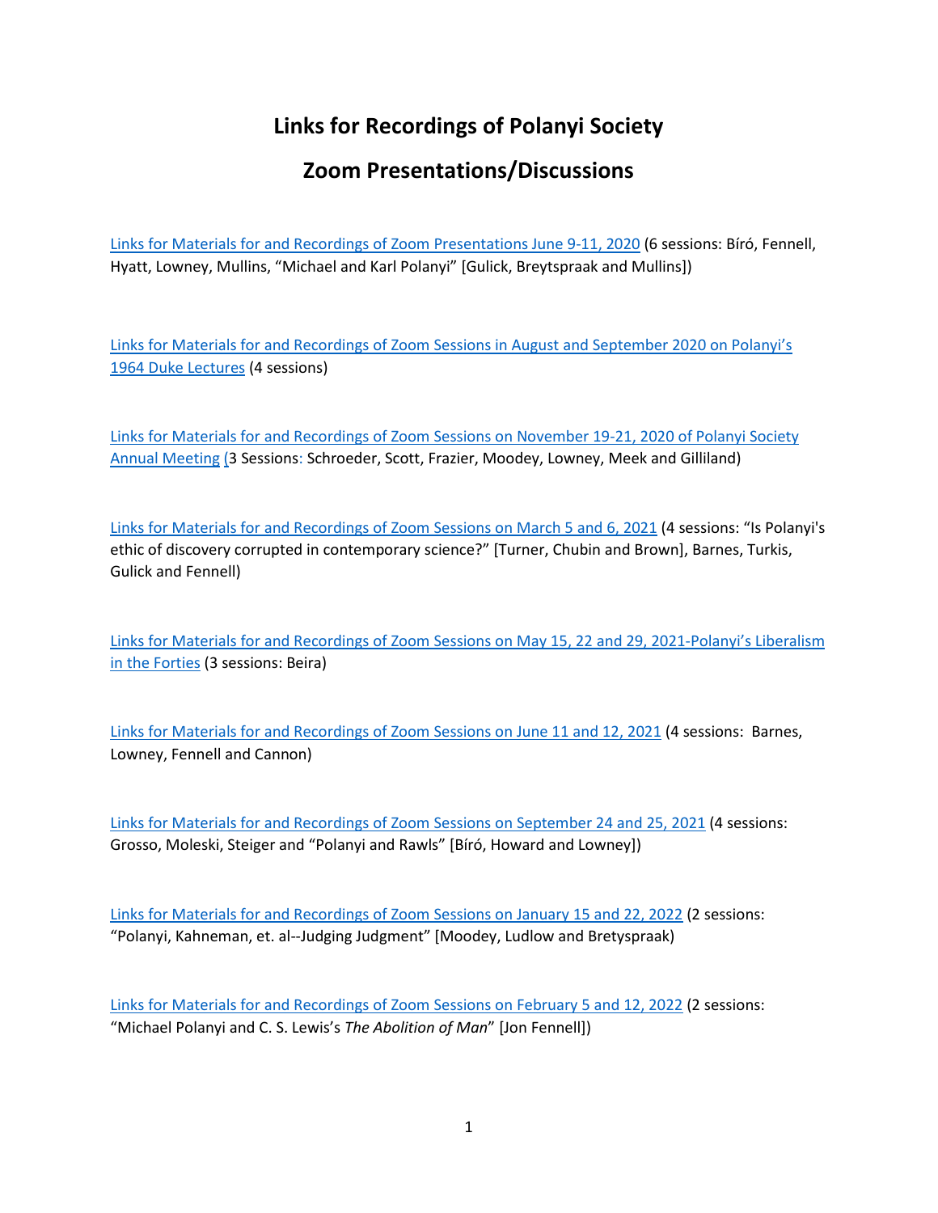# Links for Recordings of Polanyi Society

# Zoom Presentations/Discussions

Links for Materials for and Recordings of Zoom Presentations June 9-11, 2020 (6 sessions: Bíró, Fennell, Hyatt, Lowney, Mullins, "Michael and Karl Polanyi" [Gulick, Breytspraak and Mullins])

Links for Materials for and Recordings of Zoom Sessions in August and September 2020 on Polanyi's 1964 Duke Lectures (4 sessions)

Links for Materials for and Recordings of Zoom Sessions on November 19-21, 2020 of Polanyi Society Annual Meeting (3 Sessions: Schroeder, Scott, Frazier, Moodey, Lowney, Meek and Gilliland)

Links for Materials for and Recordings of Zoom Sessions on March 5 and 6, 2021 (4 sessions: "Is Polanyi's ethic of discovery corrupted in contemporary science?" [Turner, Chubin and Brown], Barnes, Turkis, Gulick and Fennell)

Links for Materials for and Recordings of Zoom Sessions on May 15, 22 and 29, 2021-Polanyi's Liberalism in the Forties (3 sessions: Beira)

Links for Materials for and Recordings of Zoom Sessions on June 11 and 12, 2021 (4 sessions: Barnes, Lowney, Fennell and Cannon)

Links for Materials for and Recordings of Zoom Sessions on September 24 and 25, 2021 (4 sessions: Grosso, Moleski, Steiger and "Polanyi and Rawls" [Bíró, Howard and Lowney])

Links for Materials for and Recordings of Zoom Sessions on January 15 and 22, 2022 (2 sessions: "Polanyi, Kahneman, et. al--Judging Judgment" [Moodey, Ludlow and Bretyspraak)

Links for Materials for and Recordings of Zoom Sessions on February 5 and 12, 2022 (2 sessions: "Michael Polanyi and C. S. Lewis's *The Abolition of Man*" [Jon Fennell])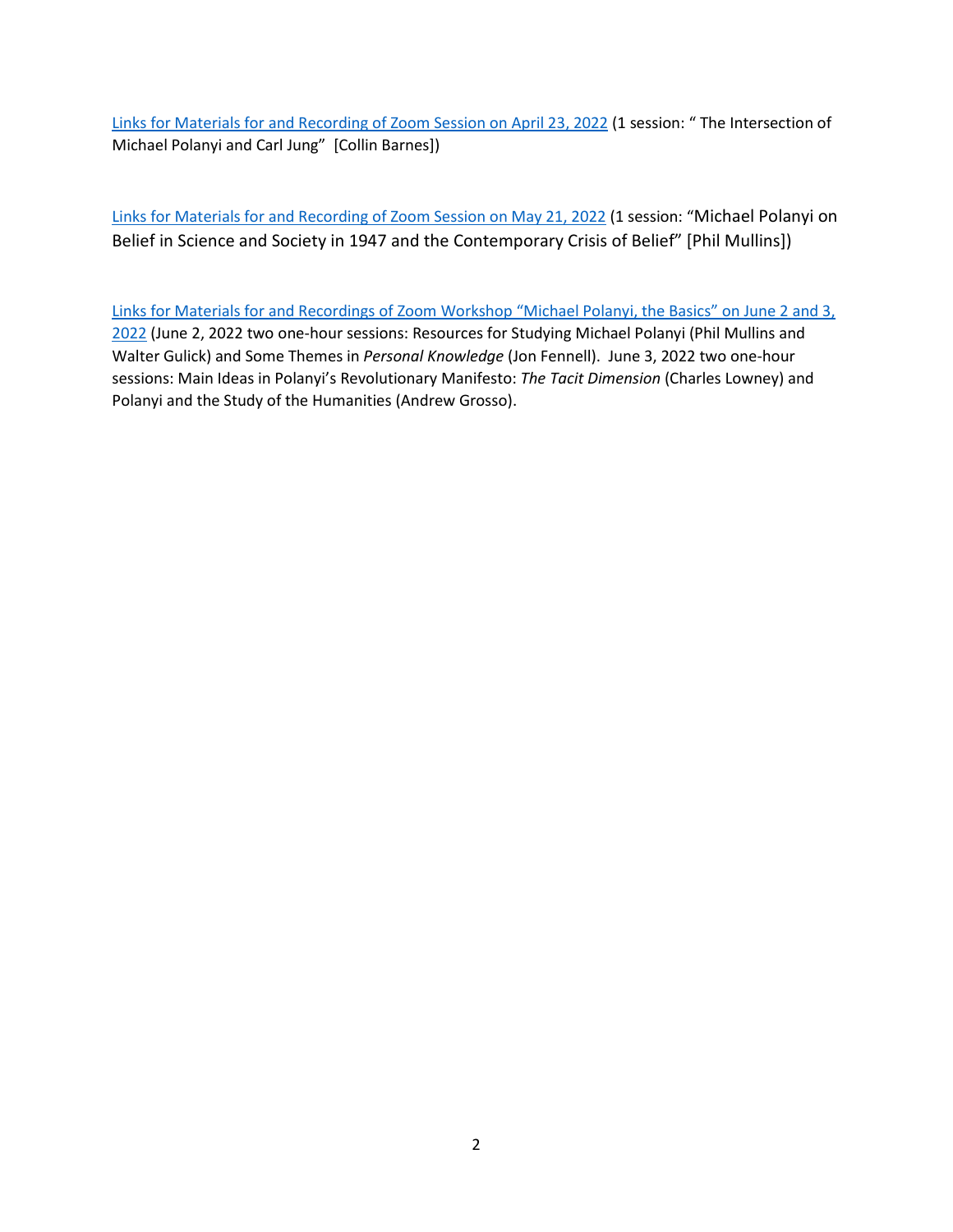Links for Materials for and Recording of Zoom Session on April 23, 2022 (1 session: " The Intersection of Michael Polanyi and Carl Jung" [Collin Barnes])

Links for Materials for and Recording of Zoom Session on May 21, 2022 (1 session: "Michael Polanyi on Belief in Science and Society in 1947 and the Contemporary Crisis of Belief" [Phil Mullins])

Links for Materials for and Recordings of Zoom Workshop "Michael Polanyi, the Basics" on June 2 and 3, 2022 (June 2, 2022 two one-hour sessions: Resources for Studying Michael Polanyi (Phil Mullins and Walter Gulick) and Some Themes in *Personal Knowledge* (Jon Fennell). June 3, 2022 two one-hour sessions: Main Ideas in Polanyi's Revolutionary Manifesto: *The Tacit Dimension* (Charles Lowney) and Polanyi and the Study of the Humanities (Andrew Grosso).